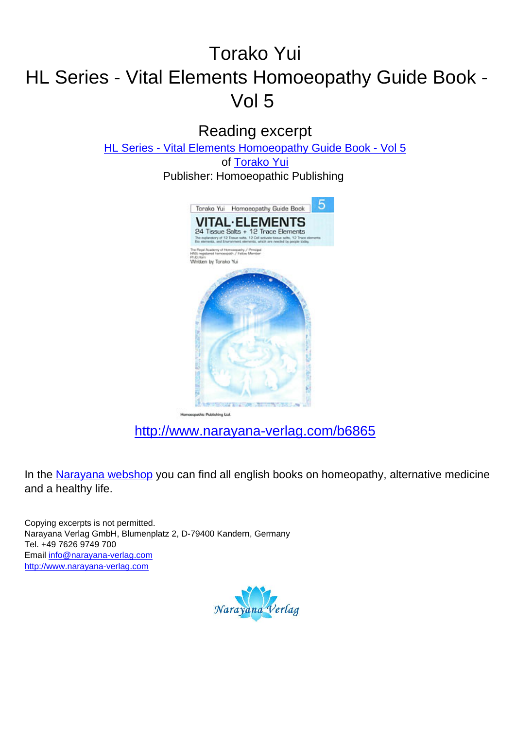# Torako Yui
# HL Series - Vital Elements Homoeopathy Guide Book - Vol 5

## Reading excerpt

[HL Series - Vital Elements Homoeopathy Guide Book - Vol 5](http://www.narayana-verlag.com/b6865)
of [Torako Yui](http://www.narayana-verlag.com)
Publisher: Homoeopathic Publishing

[http://www.narayana-verlag.com/b6865](http://www.narayana-verlag.com/b6865)

In the [Narayana webshop](http://www.narayana-verlag.com) you can find all english books on homeopathy, alternative medicine and a healthy life.

Copying excerpts is not permitted.
Narayana Verlag GmbH, Blumenplatz 2, D-79400 Kandern, Germany
Tel. +49 7626 9749 700
Email [info@narayana-verlag.com](mailto:info@narayana-verlag.com)
[http://www.narayana-verlag.com](http://www.narayana-verlag.com)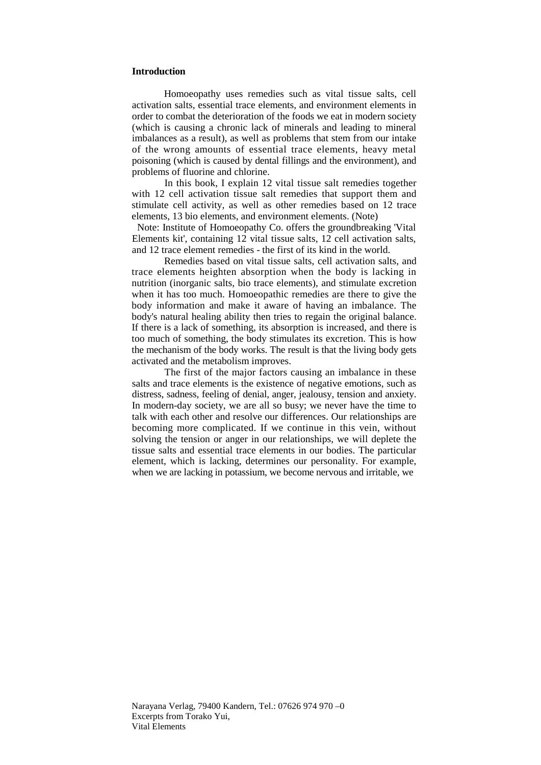**Introduction**

Homoeopathy uses remedies such as vital tissue salts, cell activation salts, essential trace elements, and environment elements in order to combat the deterioration of the foods we eat in modern society (which is causing a chronic lack of minerals and leading to mineral imbalances as a result), as well as problems that stem from our intake of the wrong amounts of essential trace elements, heavy metal poisoning (which is caused by dental fillings and the environment), and problems of fluorine and chlorine.

In this book, I explain 12 vital tissue salt remedies together with 12 cell activation tissue salt remedies that support them and stimulate cell activity, as well as other remedies based on 12 trace elements, 13 bio elements, and environment elements. (Note)

Note: Institute of Homoeopathy Co. offers the groundbreaking 'Vital Elements kit', containing 12 vital tissue salts, 12 cell activation salts, and 12 trace element remedies - the first of its kind in the world.

Remedies based on vital tissue salts, cell activation salts, and trace elements heighten absorption when the body is lacking in nutrition (inorganic salts, bio trace elements), and stimulate excretion when it has too much. Homoeopathic remedies are there to give the body information and make it aware of having an imbalance. The body's natural healing ability then tries to regain the original balance. If there is a lack of something, its absorption is increased, and there is too much of something, the body stimulates its excretion. This is how the mechanism of the body works. The result is that the living body gets activated and the metabolism improves.

The first of the major factors causing an imbalance in these salts and trace elements is the existence of negative emotions, such as distress, sadness, feeling of denial, anger, jealousy, tension and anxiety. In modern-day society, we are all so busy; we never have the time to talk with each other and resolve our differences. Our relationships are becoming more complicated. If we continue in this vein, without solving the tension or anger in our relationships, we will deplete the tissue salts and essential trace elements in our bodies. The particular element, which is lacking, determines our personality. For example, when we are lacking in potassium, we become nervous and irritable, we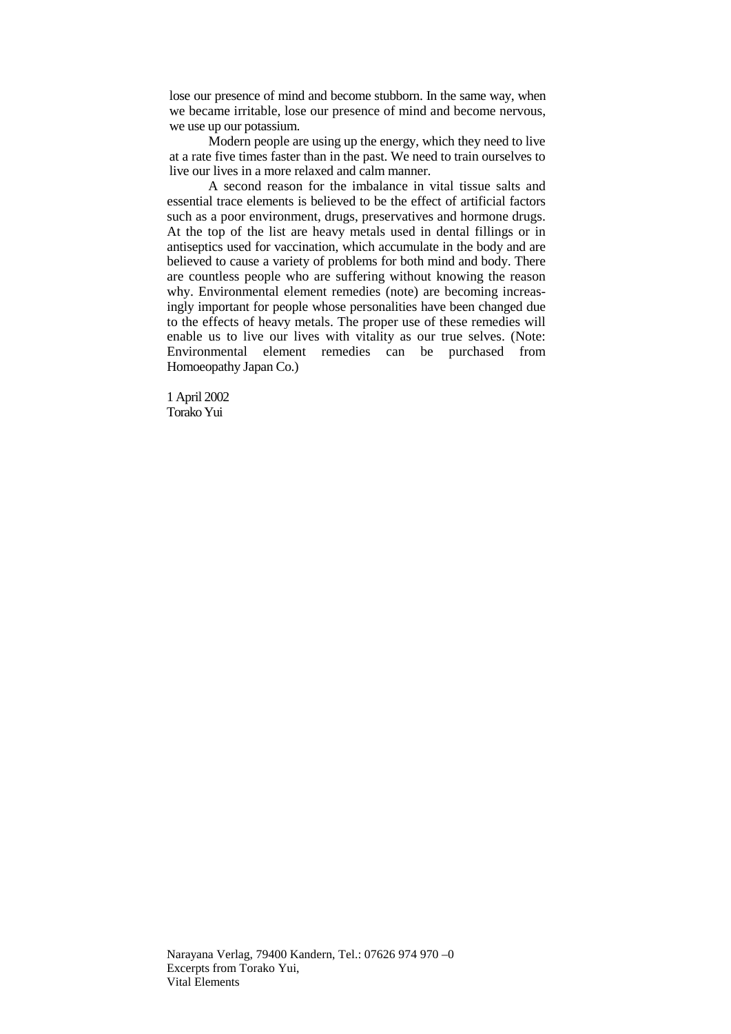lose our presence of mind and become stubborn. In the same way, when we became irritable, lose our presence of mind and become nervous, we use up our potassium.

Modern people are using up the energy, which they need to live at a rate five times faster than in the past. We need to train ourselves to live our lives in a more relaxed and calm manner.

A second reason for the imbalance in vital tissue salts and essential trace elements is believed to be the effect of artificial factors such as a poor environment, drugs, preservatives and hormone drugs. At the top of the list are heavy metals used in dental fillings or in antiseptics used for vaccination, which accumulate in the body and are believed to cause a variety of problems for both mind and body. There are countless people who are suffering without knowing the reason why. Environmental element remedies (note) are becoming increasingly important for people whose personalities have been changed due to the effects of heavy metals. The proper use of these remedies will enable us to live our lives with vitality as our true selves. (Note: Environmental element remedies can be purchased from Homoeopathy Japan Co.)

1 April 2002
Torako Yui

Narayana Verlag, 79400 Kandern, Tel.: 07626 974 970 –0
Excerpts from Torako Yui,
Vital Elements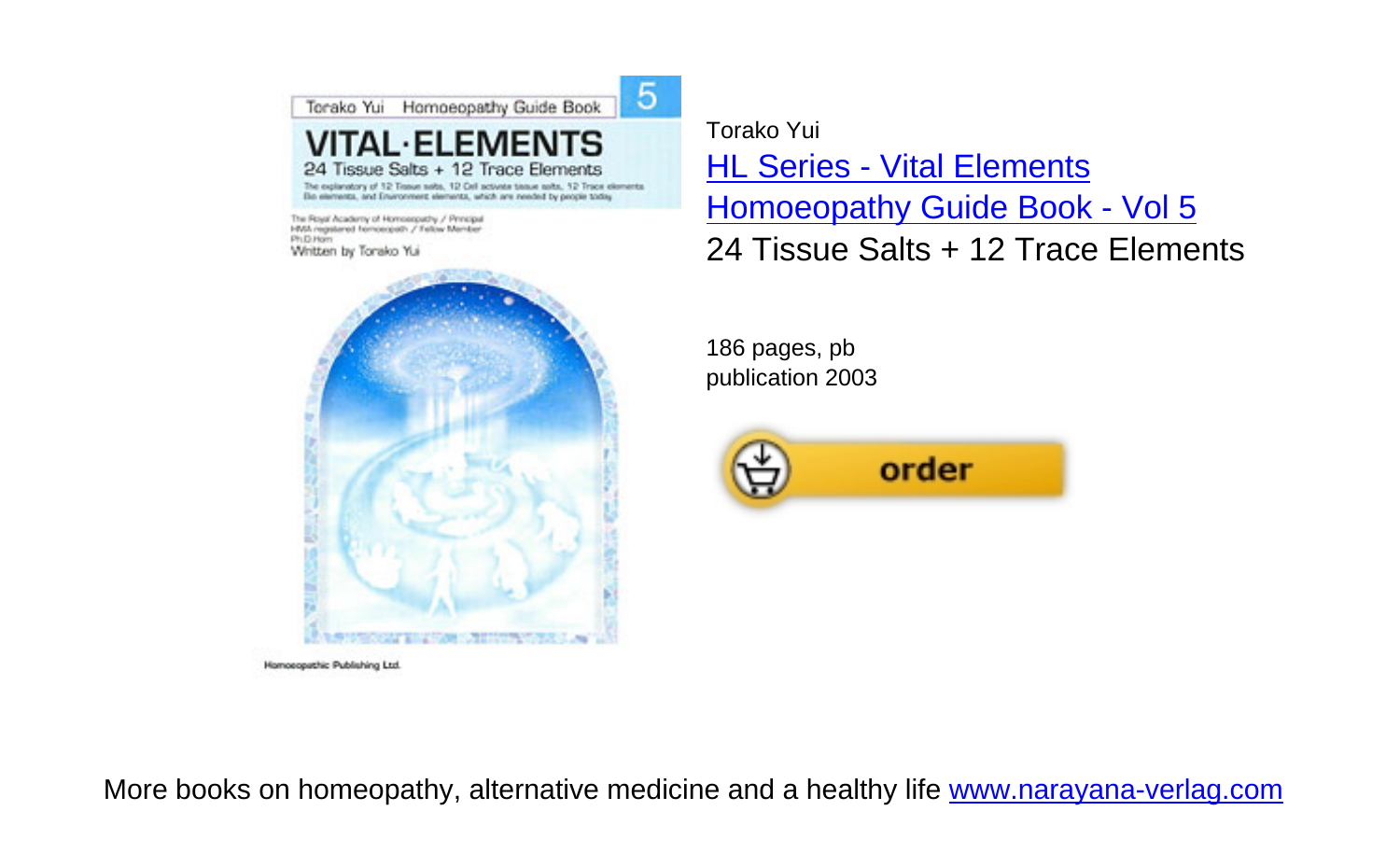Torako Yui

[HL Series - Vital Elements](#)

[Homoeopathy Guide Book - Vol 5](#)

24 Tissue Salts + 12 Trace Elements

186 pages, pb
publication 2003

order

More books on homeopathy, alternative medicine and a healthy life [www.narayana-verlag.com](http://www.narayana-verlag.com)